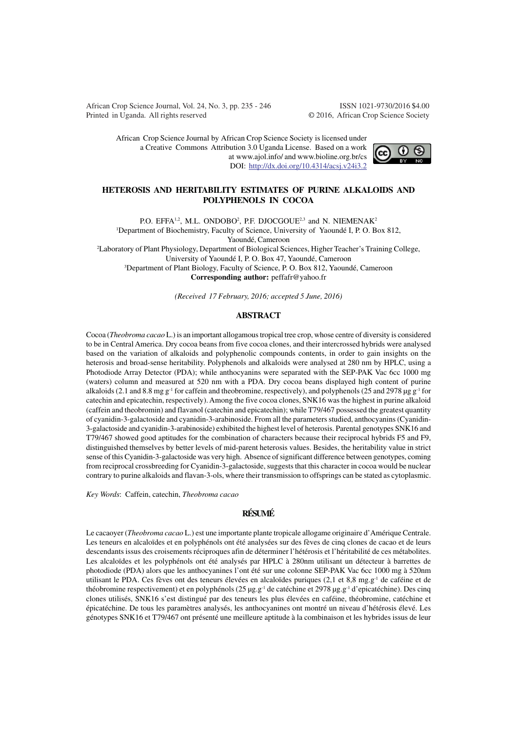African Crop Science Journal by African Crop Science Society is licensed under a Creative Commons Attribution 3.0 Uganda License. Based on a work at www.ajol.info/ and www.bioline.org.br/cs
DOI: http://dx.doi.org/10.4314/acsj.v24i3.2

# HETEROSIS AND HERITABILITY ESTIMATES OF PURINE ALKALOIDS AND POLYPHENOLS IN COCOA

P.O. EFFA[1,2], M.L. ONDOBO[2], P.F. DJOCGOUE[2,3] and N. NIEMENAK[2]

[1]Department of Biochemistry, Faculty of Science, University of Yaoundé I, P. O. Box 812, Yaoundé, Cameroon

[2]Laboratory of Plant Physiology, Department of Biological Sciences, Higher Teacher's Training College, University of Yaoundé I, P. O. Box 47, Yaoundé, Cameroon

[3]Department of Plant Biology, Faculty of Science, P. O. Box 812, Yaoundé, Cameroon

**Corresponding author:** peffafr@yahoo.fr

*(Received 17 February, 2016; accepted 5 June, 2016)*

## ABSTRACT

Cocoa (*Theobroma cacao* L.) is an important allogamous tropical tree crop, whose centre of diversity is considered to be in Central America. Dry cocoa beans from five cocoa clones, and their intercrossed hybrids were analysed based on the variation of alkaloids and polyphenolic compounds contents, in order to gain insights on the heterosis and broad-sense heritability. Polyphenols and alkaloids were analysed at 280 nm by HPLC, using a Photodiode Array Detector (PDA); while anthocyanins were separated with the SEP-PAK Vac 6cc 1000 mg (waters) column and measured at 520 nm with a PDA. Dry cocoa beans displayed high content of purine alkaloids (2.1 and 8.8 mg $g^{-1}$ for caffein and theobromine, respectively), and polyphenols (25 and 2978 µg $g^{-1}$ for catechin and epicatechin, respectively). Among the five cocoa clones, SNK16 was the highest in purine alkaloid (caffein and theobromin) and flavanol (catechin and epicatechin); while T79/467 possessed the greatest quantity of cyanidin-3-galactoside and cyanidin-3-arabinoside. From all the parameters studied, anthocyanins (Cyanidin-3-galactoside and cyanidin-3-arabinoside) exhibited the highest level of heterosis. Parental genotypes SNK16 and T79/467 showed good aptitudes for the combination of characters because their reciprocal hybrids F5 and F9, distinguished themselves by better levels of mid-parent heterosis values. Besides, the heritability value in strict sense of this Cyanidin-3-galactoside was very high. Absence of significant difference between genotypes, coming from reciprocal crossbreeding for Cyanidin-3-galactoside, suggests that this character in cocoa would be nuclear contrary to purine alkaloids and flavan-3-ols, where their transmission to offsprings can be stated as cytoplasmic.

*Key Words*: Caffein, catechin, *Theobroma cacao*

## RÉSUMÉ

Le cacaoyer (*Theobroma cacao* L.) est une importante plante tropicale allogame originaire d'Amérique Centrale. Les teneurs en alcaloïdes et en polyphénols ont été analysées sur des fèves de cinq clones de cacao et de leurs descendants issus des croisements réciproques afin de déterminer l'hétérosis et l'héritabilité de ces métabolites. Les alcaloïdes et les polyphénols ont été analysés par HPLC à 280nm utilisant un détecteur à barrettes de photodiode (PDA) alors que les anthocyanines l'ont été sur une colonne SEP-PAK Vac 6cc 1000 mg à 520nm utilisant le PDA. Ces fèves ont des teneurs élevées en alcaloïdes puriques (2,1 et 8,8 mg.$g^{-1}$ de caféine et de théobromine respectivement) et en polyphénols (25 µg.$g^{-1}$ de catéchine et 2978 µg.$g^{-1}$ d'epicatéchine). Des cinq clones utilisés, SNK16 s'est distingué par des teneurs les plus élevées en caféine, théobromine, catéchine et épicatéchine. De tous les paramètres analysés, les anthocyanines ont montré un niveau d'hétérosis élevé. Les génotypes SNK16 et T79/467 ont présenté une meilleure aptitude à la combinaison et les hybrides issus de leur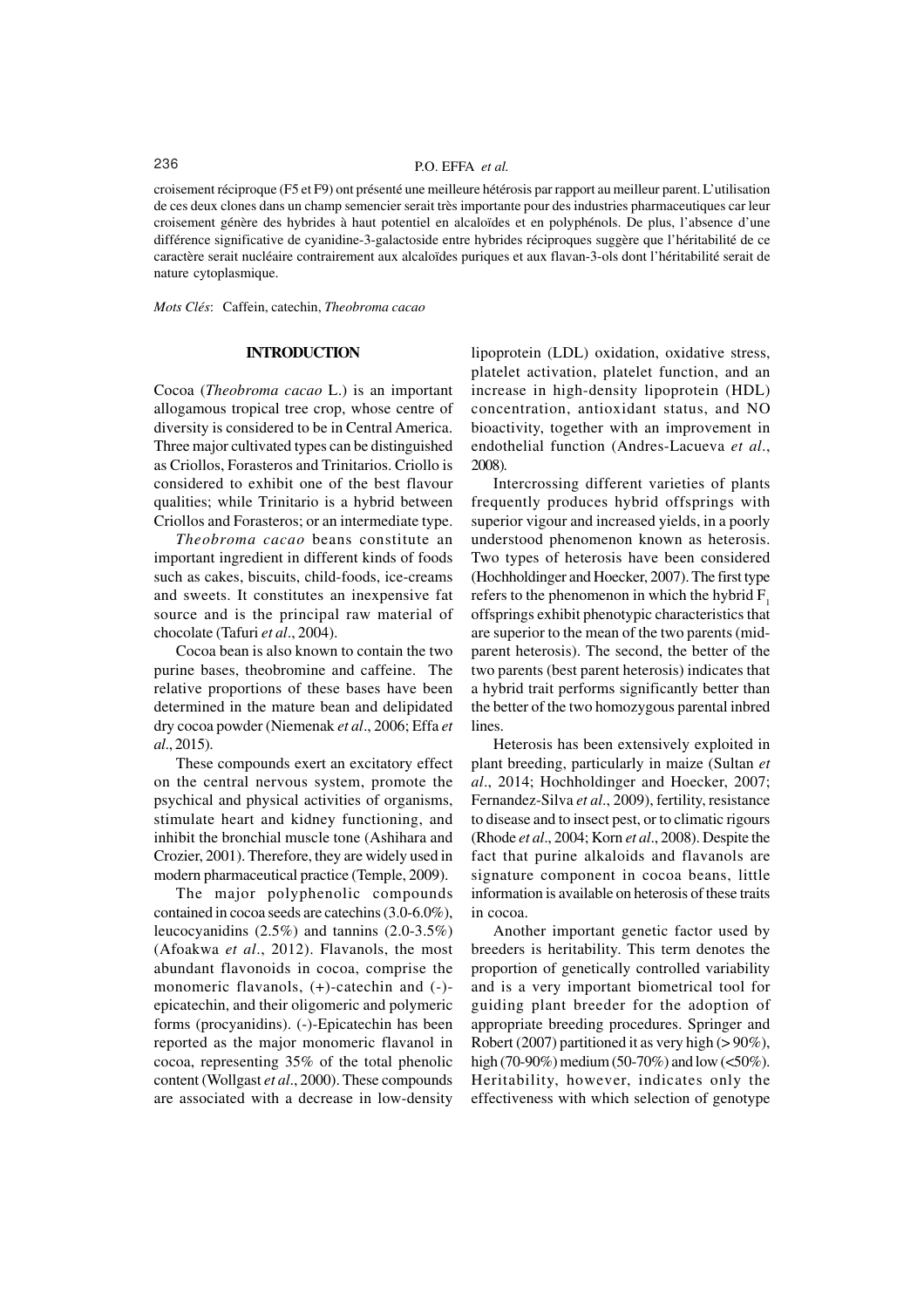croisement réciproque (F5 et F9) ont présenté une meilleure hétérosis par rapport au meilleur parent. L'utilisation de ces deux clones dans un champ semencier serait très importante pour des industries pharmaceutiques car leur croisement génère des hybrides à haut potentiel en alcaloïdes et en polyphénols. De plus, l'absence d'une différence significative de cyanidine-3-galactoside entre hybrides réciproques suggère que l'héritabilité de ce caractère serait nucléaire contrairement aux alcaloïdes puriques et aux flavan-3-ols dont l'héritabilité serait de nature cytoplasmique.

*Mots Clés*: Caffein, catechin, *Theobroma cacao*

## INTRODUCTION

Cocoa (*Theobroma cacao* L.) is an important allogamous tropical tree crop, whose centre of diversity is considered to be in Central America. Three major cultivated types can be distinguished as Criollos, Forasteros and Trinitarios. Criollo is considered to exhibit one of the best flavour qualities; while Trinitario is a hybrid between Criollos and Forasteros; or an intermediate type.

*Theobroma cacao* beans constitute an important ingredient in different kinds of foods such as cakes, biscuits, child-foods, ice-creams and sweets. It constitutes an inexpensive fat source and is the principal raw material of chocolate (Tafuri *et al*., 2004).

Cocoa bean is also known to contain the two purine bases, theobromine and caffeine. The relative proportions of these bases have been determined in the mature bean and delipidated dry cocoa powder (Niemenak *et al*., 2006; Effa *et al*., 2015).

These compounds exert an excitatory effect on the central nervous system, promote the psychical and physical activities of organisms, stimulate heart and kidney functioning, and inhibit the bronchial muscle tone (Ashihara and Crozier, 2001). Therefore, they are widely used in modern pharmaceutical practice (Temple, 2009).

The major polyphenolic compounds contained in cocoa seeds are catechins (3.0-6.0%), leucocyanidins (2.5%) and tannins (2.0-3.5%) (Afoakwa *et al*., 2012). Flavanols, the most abundant flavonoids in cocoa, comprise the monomeric flavanols, (+)-catechin and (-)-epicatechin, and their oligomeric and polymeric forms (procyanidins). (-)-Epicatechin has been reported as the major monomeric flavanol in cocoa, representing 35% of the total phenolic content (Wollgast *et al*., 2000). These compounds are associated with a decrease in low-density lipoprotein (LDL) oxidation, oxidative stress, platelet activation, platelet function, and an increase in high-density lipoprotein (HDL) concentration, antioxidant status, and NO bioactivity, together with an improvement in endothelial function (Andres-Lacueva *et al*., 2008).

Intercrossing different varieties of plants frequently produces hybrid offsprings with superior vigour and increased yields, in a poorly understood phenomenon known as heterosis. Two types of heterosis have been considered (Hochholdinger and Hoecker, 2007). The first type refers to the phenomenon in which the hybrid $F_1$ offsprings exhibit phenotypic characteristics that are superior to the mean of the two parents (mid-parent heterosis). The second, the better of the two parents (best parent heterosis) indicates that a hybrid trait performs significantly better than the better of the two homozygous parental inbred lines.

Heterosis has been extensively exploited in plant breeding, particularly in maize (Sultan *et al*., 2014; Hochholdinger and Hoecker, 2007; Fernandez-Silva *et al*., 2009), fertility, resistance to disease and to insect pest, or to climatic rigours (Rhode *et al*., 2004; Korn *et al*., 2008). Despite the fact that purine alkaloids and flavanols are signature component in cocoa beans, little information is available on heterosis of these traits in cocoa.

Another important genetic factor used by breeders is heritability. This term denotes the proportion of genetically controlled variability and is a very important biometrical tool for guiding plant breeder for the adoption of appropriate breeding procedures. Springer and Robert (2007) partitioned it as very high (> 90%), high (70-90%) medium (50-70%) and low (<50%). Heritability, however, indicates only the effectiveness with which selection of genotype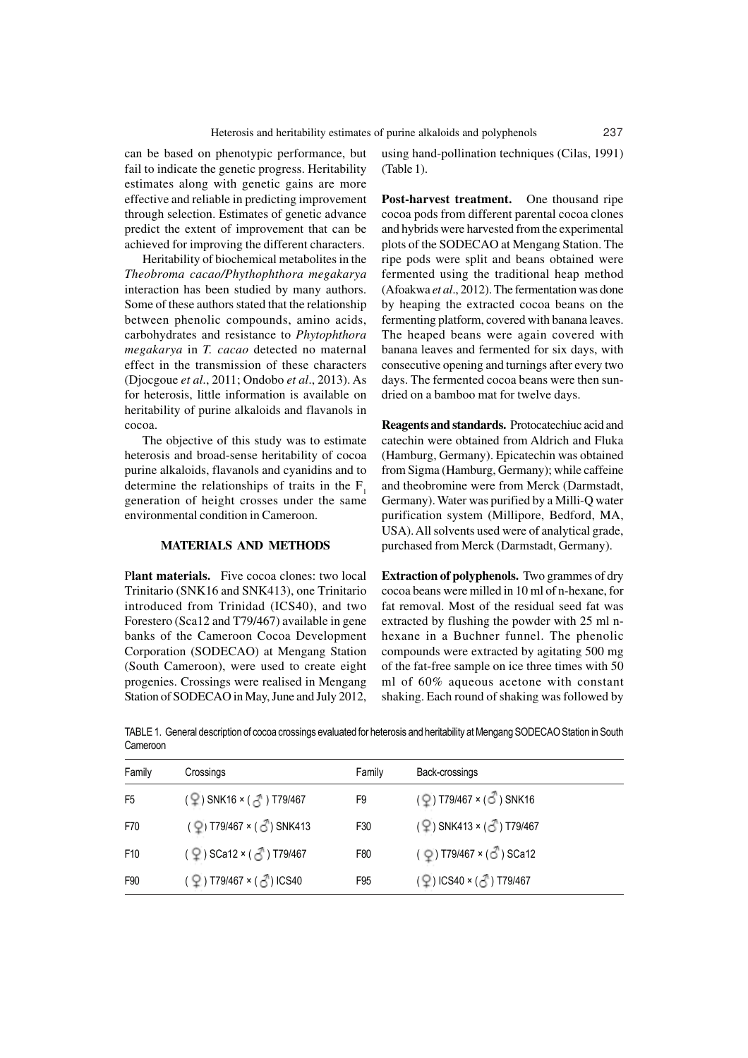can be based on phenotypic performance, but fail to indicate the genetic progress. Heritability estimates along with genetic gains are more effective and reliable in predicting improvement through selection. Estimates of genetic advance predict the extent of improvement that can be achieved for improving the different characters.

Heritability of biochemical metabolites in the *Theobroma cacao/Phythophthora megakarya* interaction has been studied by many authors. Some of these authors stated that the relationship between phenolic compounds, amino acids, carbohydrates and resistance to *Phytophthora megakarya* in *T. cacao* detected no maternal effect in the transmission of these characters (Djocgoue *et al*., 2011; Ondobo *et al*., 2013). As for heterosis, little information is available on heritability of purine alkaloids and flavanols in cocoa.

The objective of this study was to estimate heterosis and broad-sense heritability of cocoa purine alkaloids, flavanols and cyanidins and to determine the relationships of traits in the $F_1$ generation of height crosses under the same environmental condition in Cameroon.

## MATERIALS AND METHODS

**Plant materials.** Five cocoa clones: two local Trinitario (SNK16 and SNK413), one Trinitario introduced from Trinidad (ICS40), and two Forestero (Sca12 and T79/467) available in gene banks of the Cameroon Cocoa Development Corporation (SODECAO) at Mengang Station (South Cameroon), were used to create eight progenies. Crossings were realised in Mengang Station of SODECAO in May, June and July 2012, using hand-pollination techniques (Cilas, 1991) (Table 1).

**Post-harvest treatment.** One thousand ripe cocoa pods from different parental cocoa clones and hybrids were harvested from the experimental plots of the SODECAO at Mengang Station. The ripe pods were split and beans obtained were fermented using the traditional heap method (Afoakwa *et al*., 2012). The fermentation was done by heaping the extracted cocoa beans on the fermenting platform, covered with banana leaves. The heaped beans were again covered with banana leaves and fermented for six days, with consecutive opening and turnings after every two days. The fermented cocoa beans were then sun-dried on a bamboo mat for twelve days.

**Reagents and standards.** Protocatechiuc acid and catechin were obtained from Aldrich and Fluka (Hamburg, Germany). Epicatechin was obtained from Sigma (Hamburg, Germany); while caffeine and theobromine were from Merck (Darmstadt, Germany). Water was purified by a Milli-Q water purification system (Millipore, Bedford, MA, USA). All solvents used were of analytical grade, purchased from Merck (Darmstadt, Germany).

**Extraction of polyphenols.** Two grammes of dry cocoa beans were milled in 10 ml of n-hexane, for fat removal. Most of the residual seed fat was extracted by flushing the powder with 25 ml n-hexane in a Buchner funnel. The phenolic compounds were extracted by agitating 500 mg of the fat-free sample on ice three times with 50 ml of 60% aqueous acetone with constant shaking. Each round of shaking was followed by

TABLE 1. General description of cocoa crossings evaluated for heterosis and heritability at Mengang SODECAO Station in South Cameroon

| Family | Crossings | Family | Back-crossings |
|---|---|---|---|
| F5 | (♀) SNK16 × (♂) T79/467 | F9 | (♀) T79/467 × (♂) SNK16 |
| F70 | (♀) T79/467 × (♂) SNK413 | F30 | (♀) SNK413 × (♂) T79/467 |
| F10 | (♀) SCa12 × (♂) T79/467 | F80 | (♀) T79/467 × (♂) SCa12 |
| F90 | (♀) T79/467 × (♂) ICS40 | F95 | (♀) ICS40 × (♂) T79/467 |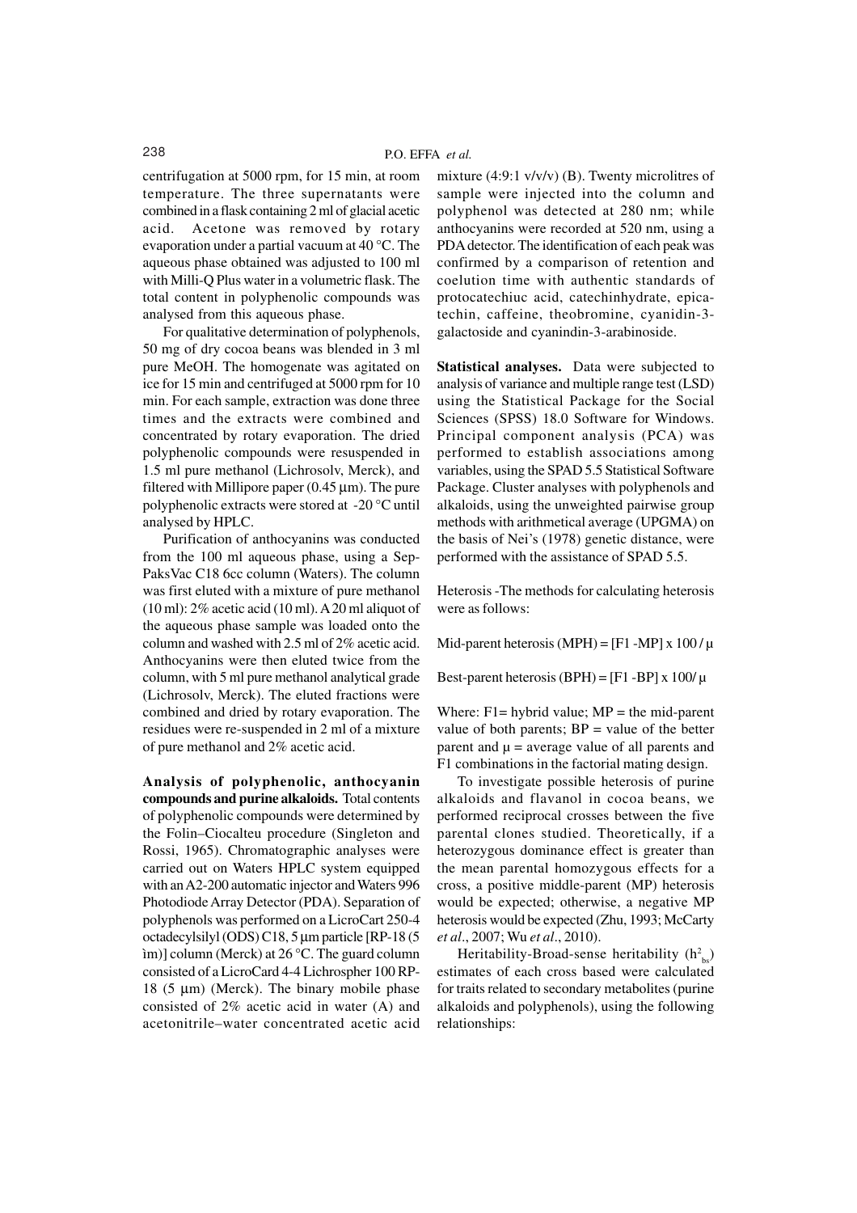centrifugation at 5000 rpm, for 15 min, at room temperature. The three supernatants were combined in a flask containing 2 ml of glacial acetic acid. Acetone was removed by rotary evaporation under a partial vacuum at 40 °C. The aqueous phase obtained was adjusted to 100 ml with Milli-Q Plus water in a volumetric flask. The total content in polyphenolic compounds was analysed from this aqueous phase.

For qualitative determination of polyphenols, 50 mg of dry cocoa beans was blended in 3 ml pure MeOH. The homogenate was agitated on ice for 15 min and centrifuged at 5000 rpm for 10 min. For each sample, extraction was done three times and the extracts were combined and concentrated by rotary evaporation. The dried polyphenolic compounds were resuspended in 1.5 ml pure methanol (Lichrosolv, Merck), and filtered with Millipore paper (0.45 µm). The pure polyphenolic extracts were stored at -20 °C until analysed by HPLC.

Purification of anthocyanins was conducted from the 100 ml aqueous phase, using a Sep-PaksVac C18 6cc column (Waters). The column was first eluted with a mixture of pure methanol (10 ml): 2% acetic acid (10 ml). A 20 ml aliquot of the aqueous phase sample was loaded onto the column and washed with 2.5 ml of 2% acetic acid. Anthocyanins were then eluted twice from the column, with 5 ml pure methanol analytical grade (Lichrosolv, Merck). The eluted fractions were combined and dried by rotary evaporation. The residues were re-suspended in 2 ml of a mixture of pure methanol and 2% acetic acid.

**Analysis of polyphenolic, anthocyanin compounds and purine alkaloids.** Total contents of polyphenolic compounds were determined by the Folin–Ciocalteu procedure (Singleton and Rossi, 1965). Chromatographic analyses were carried out on Waters HPLC system equipped with an A2-200 automatic injector and Waters 996 Photodiode Array Detector (PDA). Separation of polyphenols was performed on a LicroCart 250-4 octadecylsilyl (ODS) C18, 5 µm particle [RP-18 (5 ìm)] column (Merck) at 26 °C. The guard column consisted of a LicroCard 4-4 Lichrospher 100 RP-18 (5 µm) (Merck). The binary mobile phase consisted of 2% acetic acid in water (A) and acetonitrile–water concentrated acetic acid mixture (4:9:1 v/v/v) (B). Twenty microlitres of sample were injected into the column and polyphenol was detected at 280 nm; while anthocyanins were recorded at 520 nm, using a PDA detector. The identification of each peak was confirmed by a comparison of retention and coelution time with authentic standards of protocatechiuc acid, catechinhydrate, epicatechin, caffeine, theobromine, cyanidin-3-galactoside and cyanindin-3-arabinoside.

**Statistical analyses.** Data were subjected to analysis of variance and multiple range test (LSD) using the Statistical Package for the Social Sciences (SPSS) 18.0 Software for Windows. Principal component analysis (PCA) was performed to establish associations among variables, using the SPAD 5.5 Statistical Software Package. Cluster analyses with polyphenols and alkaloids, using the unweighted pairwise group methods with arithmetical average (UPGMA) on the basis of Nei's (1978) genetic distance, were performed with the assistance of SPAD 5.5.

Heterosis -The methods for calculating heterosis were as follows:

Mid-parent heterosis (MPH) = $[F1 - MP] \times 100 / \mu$

Best-parent heterosis (BPH) = $[F1 - BP] \times 100 / \mu$

Where: F1= hybrid value; MP = the mid-parent value of both parents; BP = value of the better parent and $\mu$ = average value of all parents and F1 combinations in the factorial mating design.

To investigate possible heterosis of purine alkaloids and flavanol in cocoa beans, we performed reciprocal crosses between the five parental clones studied. Theoretically, if a heterozygous dominance effect is greater than the mean parental homozygous effects for a cross, a positive middle-parent (MP) heterosis would be expected; otherwise, a negative MP heterosis would be expected (Zhu, 1993; McCarty *et al*., 2007; Wu *et al*., 2010).

Heritability-Broad-sense heritability ($h^2_{bs}$) estimates of each cross based were calculated for traits related to secondary metabolites (purine alkaloids and polyphenols), using the following relationships: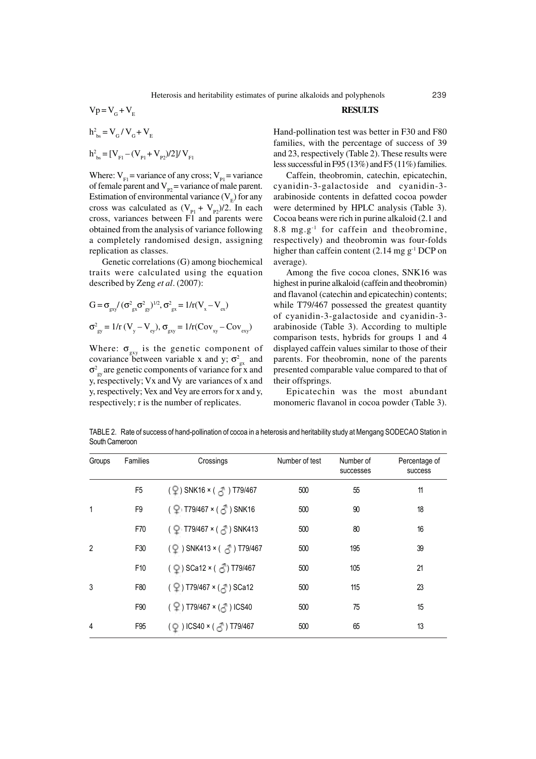$$Vp = V_G + V_E$$

$$h^2_{bs} = V_G / V_G + V_E$$

$$h^2_{bs} = [V_{F1} - (V_{P1} + V_{P2})/2] / V_{F1}$$

Where: $V_{F1}$ = variance of any cross; $V_{P1}$ = variance of female parent and $V_{P2}$ = variance of male parent. Estimation of environmental variance ($V_E$) for any cross was calculated as $(V_{P1} + V_{P2})/2$. In each cross, variances between F1 and parents were obtained from the analysis of variance following a completely randomised design, assigning replication as classes.

Genetic correlations (G) among biochemical traits were calculated using the equation described by Zeng *et al*. (2007):

$$G = \sigma_{gxy} / (\sigma^2_{gx}\sigma^2_{gy})^{1/2}, \sigma^2_{gx} = 1/r(V_x - V_{ex})$$

$$\sigma^2_{gy} = 1/r\,(V_y - V_{ey}), \sigma_{gxy} = 1/r(Cov_{xy} - Cov_{exy})$$

Where: $\sigma_{gxy}$ is the genetic component of covariance between variable x and y; $\sigma^2_{gx}$ and $\sigma^2_{gy}$ are genetic components of variance for x and y, respectively; Vx and Vy are variances of x and y, respectively; Vex and Vey are errors for x and y, respectively; r is the number of replicates.

## RESULTS

Hand-pollination test was better in F30 and F80 families, with the percentage of success of 39 and 23, respectively (Table 2). These results were less successful in F95 (13%) and F5 (11%) families.

Caffein, theobromin, catechin, epicatechin, cyanidin-3-galactoside and cyanidin-3-arabinoside contents in defatted cocoa powder were determined by HPLC analysis (Table 3). Cocoa beans were rich in purine alkaloid (2.1 and 8.8 mg.g$^{-1}$ for caffein and theobromine, respectively) and theobromin was four-folds higher than caffein content (2.14 mg g$^{-1}$ DCP on average).

Among the five cocoa clones, SNK16 was highest in purine alkaloid (caffein and theobromin) and flavanol (catechin and epicatechin) contents; while T79/467 possessed the greatest quantity of cyanidin-3-galactoside and cyanidin-3-arabinoside (Table 3). According to multiple comparison tests, hybrids for groups 1 and 4 displayed caffein values similar to those of their parents. For theobromin, none of the parents presented comparable value compared to that of their offsprings.

Epicatechin was the most abundant monomeric flavanol in cocoa powder (Table 3).

TABLE 2. Rate of success of hand-pollination of cocoa in a heterosis and heritability study at Mengang SODECAO Station in South Cameroon

| Groups | Families | Crossings | Number of test | Number of successes | Percentage of success |
|---|---|---|---|---|---|
| | F5 | (♀) SNK16 × (♂) T79/467 | 500 | 55 | 11 |
| 1 | F9 | (♀) T79/467 × (♂) SNK16 | 500 | 90 | 18 |
| | F70 | (♀) T79/467 × (♂) SNK413 | 500 | 80 | 16 |
| 2 | F30 | (♀) SNK413 × (♂) T79/467 | 500 | 195 | 39 |
| | F10 | (♀) SCa12 × (♂) T79/467 | 500 | 105 | 21 |
| 3 | F80 | (♀) T79/467 × (♂) SCa12 | 500 | 115 | 23 |
| | F90 | (♀) T79/467 × (♂) ICS40 | 500 | 75 | 15 |
| 4 | F95 | (♀) ICS40 × (♂) T79/467 | 500 | 65 | 13 |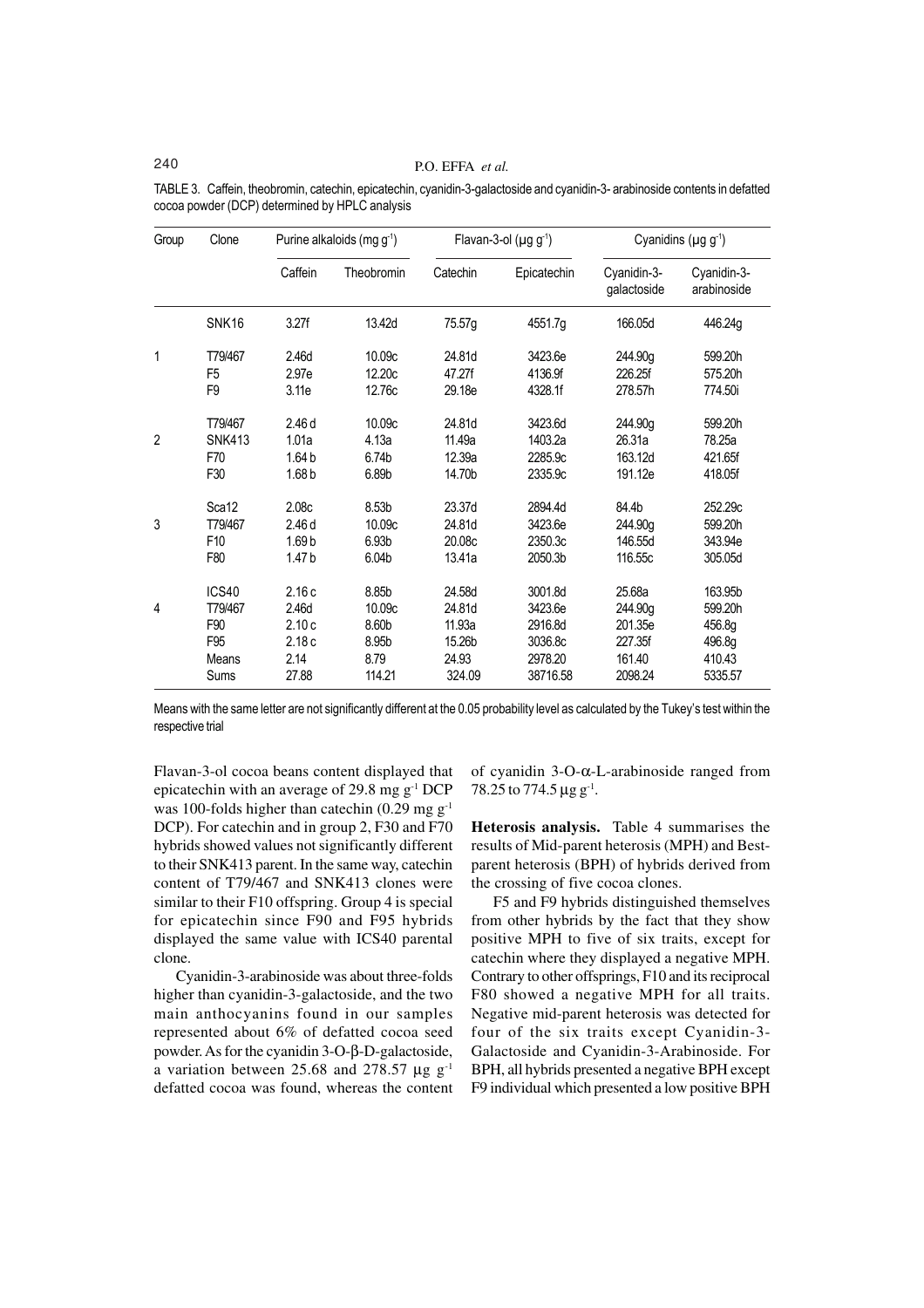TABLE 3. Caffein, theobromin, catechin, epicatechin, cyanidin-3-galactoside and cyanidin-3- arabinoside contents in defatted cocoa powder (DCP) determined by HPLC analysis

| Group | Clone | Purine alkaloids (mg $g^{-1}$) | | Flavan-3-ol (µg $g^{-1}$) | | Cyanidins (µg $g^{-1}$) | |
|---|---|---|---|---|---|---|---|
| | | Caffein | Theobromin | Catechin | Epicatechin | Cyanidin-3-galactoside | Cyanidin-3-arabinoside |
| | SNK16 | 3.27f | 13.42d | 75.57g | 4551.7g | 166.05d | 446.24g |
| 1 | T79/467 | 2.46d | 10.09c | 24.81d | 3423.6e | 244.90g | 599.20h |
| | F5 | 2.97e | 12.20c | 47.27f | 4136.9f | 226.25f | 575.20h |
| | F9 | 3.11e | 12.76c | 29.18e | 4328.1f | 278.57h | 774.50i |
| | T79/467 | 2.46 d | 10.09c | 24.81d | 3423.6d | 244.90g | 599.20h |
| 2 | SNK413 | 1.01a | 4.13a | 11.49a | 1403.2a | 26.31a | 78.25a |
| | F70 | 1.64 b | 6.74b | 12.39a | 2285.9c | 163.12d | 421.65f |
| | F30 | 1.68 b | 6.89b | 14.70b | 2335.9c | 191.12e | 418.05f |
| | Sca12 | 2.08c | 8.53b | 23.37d | 2894.4d | 84.4b | 252.29c |
| 3 | T79/467 | 2.46 d | 10.09c | 24.81d | 3423.6e | 244.90g | 599.20h |
| | F10 | 1.69 b | 6.93b | 20.08c | 2350.3c | 146.55d | 343.94e |
| | F80 | 1.47 b | 6.04b | 13.41a | 2050.3b | 116.55c | 305.05d |
| | ICS40 | 2.16 c | 8.85b | 24.58d | 3001.8d | 25.68a | 163.95b |
| 4 | T79/467 | 2.46d | 10.09c | 24.81d | 3423.6e | 244.90g | 599.20h |
| | F90 | 2.10 c | 8.60b | 11.93a | 2916.8d | 201.35e | 456.8g |
| | F95 | 2.18 c | 8.95b | 15.26b | 3036.8c | 227.35f | 496.8g |
| | Means | 2.14 | 8.79 | 24.93 | 2978.20 | 161.40 | 410.43 |
| | Sums | 27.88 | 114.21 | 324.09 | 38716.58 | 2098.24 | 5335.57 |

Means with the same letter are not significantly different at the 0.05 probability level as calculated by the Tukey's test within the respective trial

Flavan-3-ol cocoa beans content displayed that epicatechin with an average of 29.8 mg $g^{-1}$ DCP was 100-folds higher than catechin (0.29 mg $g^{-1}$ DCP). For catechin and in group 2, F30 and F70 hybrids showed values not significantly different to their SNK413 parent. In the same way, catechin content of T79/467 and SNK413 clones were similar to their F10 offspring. Group 4 is special for epicatechin since F90 and F95 hybrids displayed the same value with ICS40 parental clone.

Cyanidin-3-arabinoside was about three-folds higher than cyanidin-3-galactoside, and the two main anthocyanins found in our samples represented about 6% of defatted cocoa seed powder. As for the cyanidin 3-O-β-D-galactoside, a variation between 25.68 and 278.57 µg $g^{-1}$ defatted cocoa was found, whereas the content of cyanidin 3-O-α-L-arabinoside ranged from 78.25 to 774.5 µg $g^{-1}$.

**Heterosis analysis.** Table 4 summarises the results of Mid-parent heterosis (MPH) and Best-parent heterosis (BPH) of hybrids derived from the crossing of five cocoa clones.

F5 and F9 hybrids distinguished themselves from other hybrids by the fact that they show positive MPH to five of six traits, except for catechin where they displayed a negative MPH. Contrary to other offsprings, F10 and its reciprocal F80 showed a negative MPH for all traits. Negative mid-parent heterosis was detected for four of the six traits except Cyanidin-3-Galactoside and Cyanidin-3-Arabinoside. For BPH, all hybrids presented a negative BPH except F9 individual which presented a low positive BPH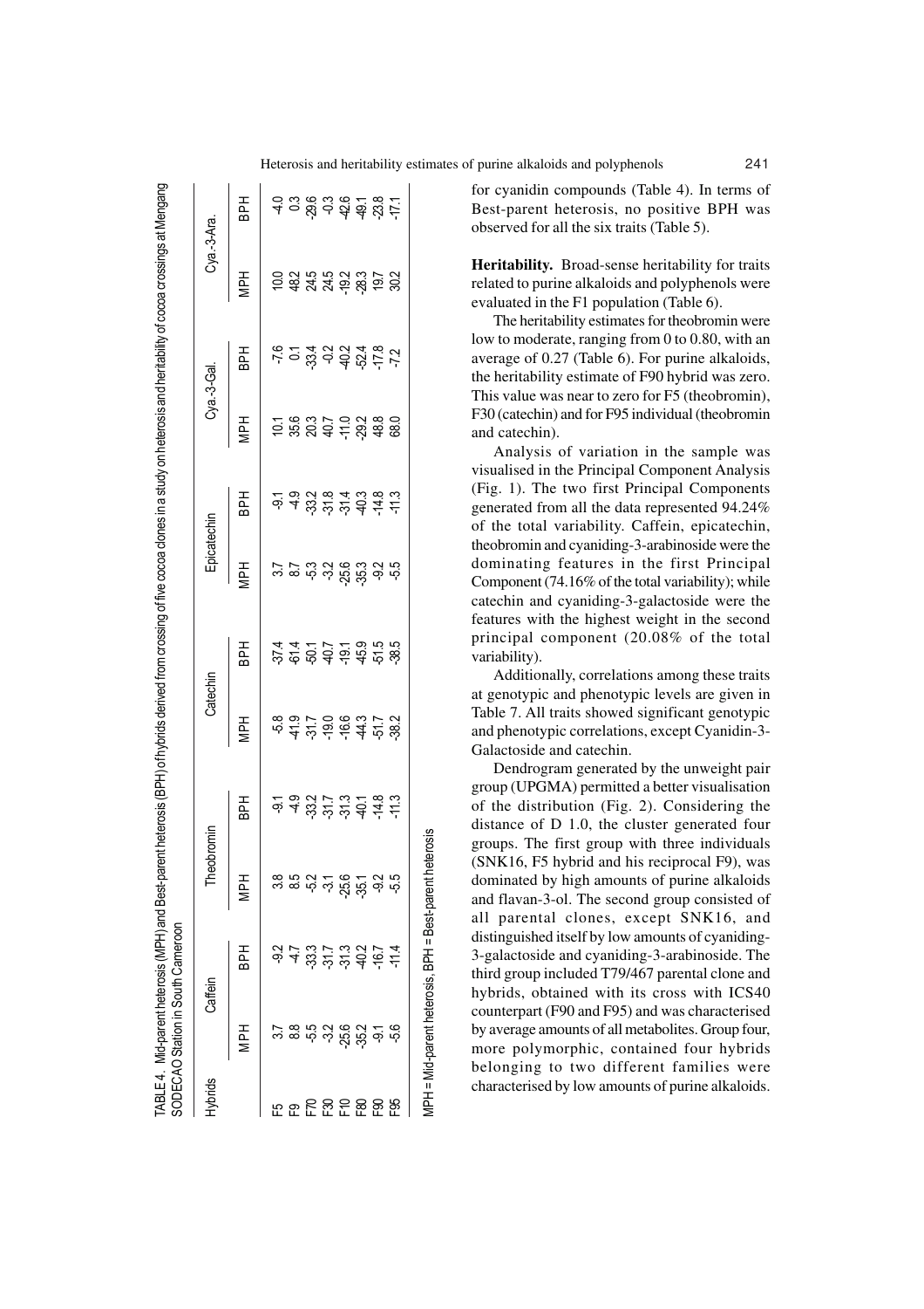TABLE 4. Mid-parent heterosis (MPH) and Best-parent heterosis (BPH) of hybrids derived from crossing of five cocoa clones in a study on heterosis and heritability of cocoa crossings at Mengang SODECAO Station in South Cameroon

| Hybrids | Caffein | | Theobromin | | Catechin | | Epicatechin | | Cya.-3-Gal. | | Cya.-3-Ara. | |
|---|---|---|---|---|---|---|---|---|---|---|---|---|
| | MPH | BPH | MPH | BPH | MPH | BPH | MPH | BPH | MPH | BPH | MPH | BPH |
| F5 | 3.7 | -9.2 | 3.8 | -9.1 | -5.8 | -37.4 | 3.7 | -9.1 | 10.1 | -7.6 | 10.0 | -4.0 |
| F9 | 8.8 | -4.7 | 8.5 | -4.9 | -41.9 | -61.4 | 8.7 | -4.9 | 35.6 | 0.1 | 48.2 | 0.3 |
| F70 | -5.5 | -33.3 | -5.2 | -33.2 | -31.7 | -50.1 | -5.3 | -33.2 | 20.3 | -33.4 | 24.5 | -29.6 |
| F30 | -3.2 | -31.7 | -3.1 | -31.7 | -19.0 | -40.7 | -3.2 | -31.8 | 40.7 | -0.2 | 24.5 | -0.3 |
| F10 | -25.6 | -31.3 | -25.6 | -31.3 | -16.6 | -19.1 | -25.6 | -31.4 | -11.0 | -40.2 | -19.2 | -42.6 |
| F80 | -35.2 | -40.2 | -35.1 | -40.1 | -44.3 | -45.9 | -35.3 | -40.3 | -29.2 | -52.4 | -28.3 | -49.1 |
| F90 | -9.1 | -16.7 | -9.2 | -14.8 | -51.7 | -51.5 | -9.2 | -14.8 | 48.8 | -17.8 | 19.7 | -23.8 |
| F95 | -5.6 | -11.4 | -5.5 | -11.3 | -38.2 | -38.5 | -5.5 | -11.3 | 68.0 | -7.2 | 30.2 | -17.1 |

MPH = Mid-parent heterosis, BPH = Best-parent heterosis

for cyanidin compounds (Table 4). In terms of Best-parent heterosis, no positive BPH was observed for all the six traits (Table 5).

**Heritability.** Broad-sense heritability for traits related to purine alkaloids and polyphenols were evaluated in the F1 population (Table 6).

The heritability estimates for theobromin were low to moderate, ranging from 0 to 0.80, with an average of 0.27 (Table 6). For purine alkaloids, the heritability estimate of F90 hybrid was zero. This value was near to zero for F5 (theobromin), F30 (catechin) and for F95 individual (theobromin and catechin).

Analysis of variation in the sample was visualised in the Principal Component Analysis (Fig. 1). The two first Principal Components generated from all the data represented 94.24% of the total variability. Caffein, epicatechin, theobromin and cyaniding-3-arabinoside were the dominating features in the first Principal Component (74.16% of the total variability); while catechin and cyaniding-3-galactoside were the features with the highest weight in the second principal component (20.08% of the total variability).

Additionally, correlations among these traits at genotypic and phenotypic levels are given in Table 7. All traits showed significant genotypic and phenotypic correlations, except Cyanidin-3-Galactoside and catechin.

Dendrogram generated by the unweight pair group (UPGMA) permitted a better visualisation of the distribution (Fig. 2). Considering the distance of D 1.0, the cluster generated four groups. The first group with three individuals (SNK16, F5 hybrid and his reciprocal F9), was dominated by high amounts of purine alkaloids and flavan-3-ol. The second group consisted of all parental clones, except SNK16, and distinguished itself by low amounts of cyaniding-3-galactoside and cyaniding-3-arabinoside. The third group included T79/467 parental clone and hybrids, obtained with its cross with ICS40 counterpart (F90 and F95) and was characterised by average amounts of all metabolites. Group four, more polymorphic, contained four hybrids belonging to two different families were characterised by low amounts of purine alkaloids.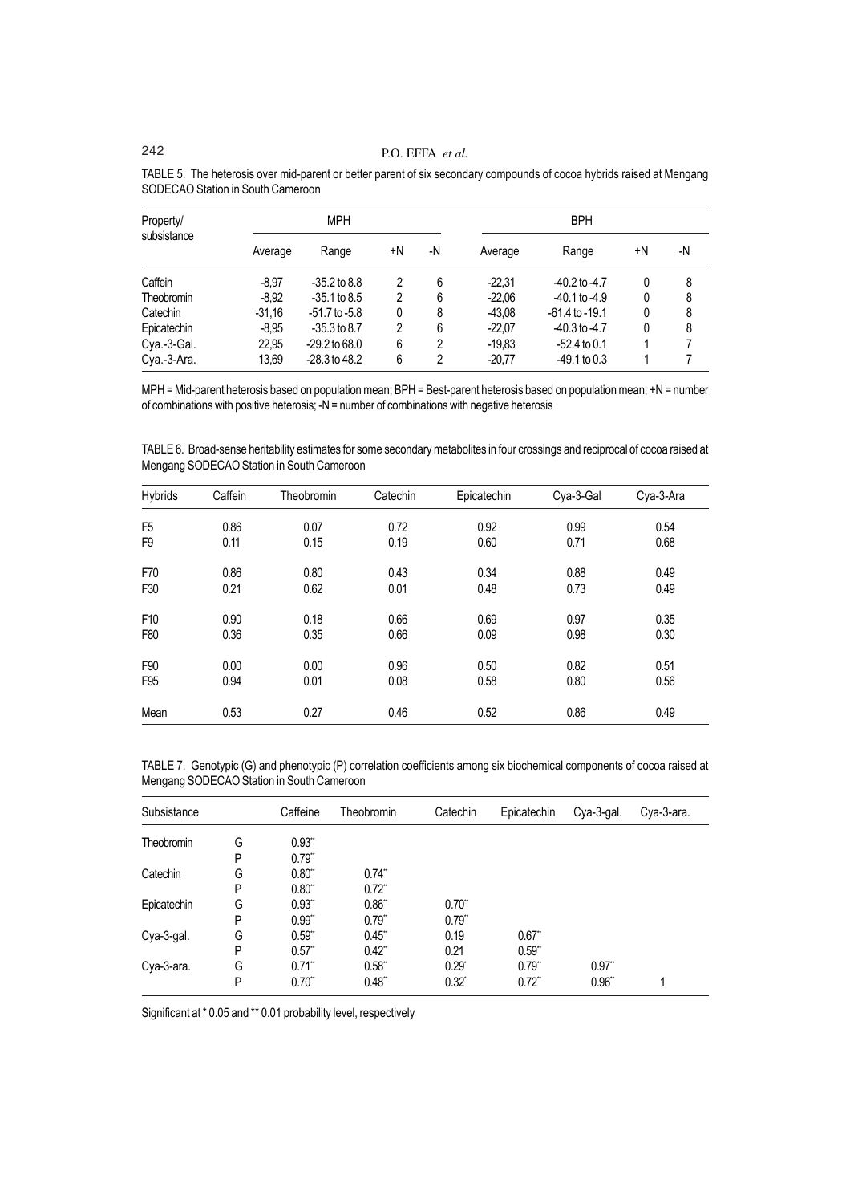TABLE 5. The heterosis over mid-parent or better parent of six secondary compounds of cocoa hybrids raised at Mengang SODECAO Station in South Cameroon

| Property/ subsistance | MPH | | | | BPH | | | |
|---|---|---|---|---|---|---|---|---|
| | Average | Range | +N | -N | Average | Range | +N | -N |
| Caffein | -8,97 | -35.2 to 8.8 | 2 | 6 | -22,31 | -40.2 to -4.7 | 0 | 8 |
| Theobromin | -8,92 | -35.1 to 8.5 | 2 | 6 | -22,06 | -40.1 to -4.9 | 0 | 8 |
| Catechin | -31,16 | -51.7 to -5.8 | 0 | 8 | -43,08 | -61.4 to -19.1 | 0 | 8 |
| Epicatechin | -8,95 | -35.3 to 8.7 | 2 | 6 | -22,07 | -40.3 to -4.7 | 0 | 8 |
| Cya.-3-Gal. | 22,95 | -29.2 to 68.0 | 6 | 2 | -19,83 | -52.4 to 0.1 | 1 | 7 |
| Cya.-3-Ara. | 13,69 | -28.3 to 48.2 | 6 | 2 | -20,77 | -49.1 to 0.3 | 1 | 7 |

MPH = Mid-parent heterosis based on population mean; BPH = Best-parent heterosis based on population mean; +N = number of combinations with positive heterosis; -N = number of combinations with negative heterosis

TABLE 6. Broad-sense heritability estimates for some secondary metabolites in four crossings and reciprocal of cocoa raised at Mengang SODECAO Station in South Cameroon

| Hybrids | Caffein | Theobromin | Catechin | Epicatechin | Cya-3-Gal | Cya-3-Ara |
|---|---|---|---|---|---|---|
| F5 | 0.86 | 0.07 | 0.72 | 0.92 | 0.99 | 0.54 |
| F9 | 0.11 | 0.15 | 0.19 | 0.60 | 0.71 | 0.68 |
| F70 | 0.86 | 0.80 | 0.43 | 0.34 | 0.88 | 0.49 |
| F30 | 0.21 | 0.62 | 0.01 | 0.48 | 0.73 | 0.49 |
| F10 | 0.90 | 0.18 | 0.66 | 0.69 | 0.97 | 0.35 |
| F80 | 0.36 | 0.35 | 0.66 | 0.09 | 0.98 | 0.30 |
| F90 | 0.00 | 0.00 | 0.96 | 0.50 | 0.82 | 0.51 |
| F95 | 0.94 | 0.01 | 0.08 | 0.58 | 0.80 | 0.56 |
| Mean | 0.53 | 0.27 | 0.46 | 0.52 | 0.86 | 0.49 |

TABLE 7. Genotypic (G) and phenotypic (P) correlation coefficients among six biochemical components of cocoa raised at Mengang SODECAO Station in South Cameroon

| Subsistance | | Caffeine | Theobromin | Catechin | Epicatechin | Cya-3-gal. | Cya-3-ara. |
|---|---|---|---|---|---|---|---|
| Theobromin | G | 0.93** | | | | | |
| | P | 0.79** | | | | | |
| Catechin | G | 0.80** | 0.74** | | | | |
| | P | 0.80** | 0.72** | | | | |
| Epicatechin | G | 0.93** | 0.86** | 0.70** | | | |
| | P | 0.99** | 0.79** | 0.79** | | | |
| Cya-3-gal. | G | 0.59** | 0.45** | 0.19 | 0.67** | | |
| | P | 0.57** | 0.42** | 0.21 | 0.59** | | |
| Cya-3-ara. | G | 0.71** | 0.58** | 0.29* | 0.79** | 0.97** | |
| | P | 0.70** | 0.48** | 0.32* | 0.72** | 0.96** | 1 |

Significant at * 0.05 and ** 0.01 probability level, respectively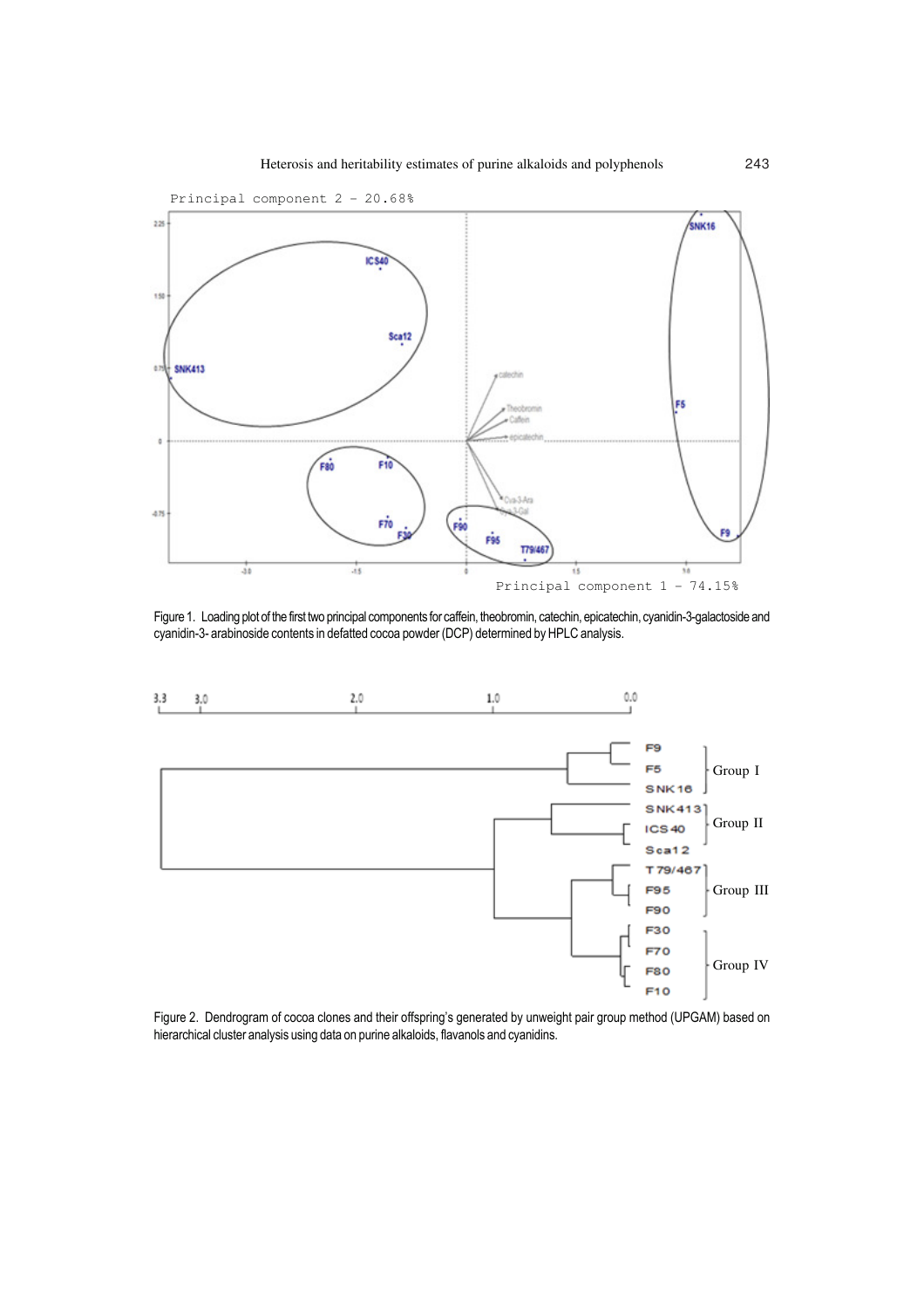Figure 1. Loading plot of the first two principal components for caffein, theobromin, catechin, epicatechin, cyanidin-3-galactoside and cyanidin-3- arabinoside contents in defatted cocoa powder (DCP) determined by HPLC analysis.

Figure 2. Dendrogram of cocoa clones and their offspring's generated by unweight pair group method (UPGAM) based on hierarchical cluster analysis using data on purine alkaloids, flavanols and cyanidins.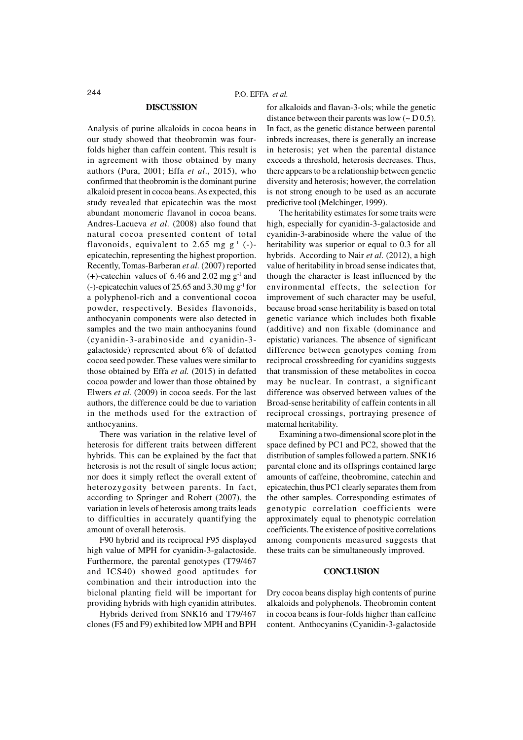## DISCUSSION

Analysis of purine alkaloids in cocoa beans in our study showed that theobromin was four-folds higher than caffein content. This result is in agreement with those obtained by many authors (Pura, 2001; Effa *et al*., 2015), who confirmed that theobromin is the dominant purine alkaloid present in cocoa beans. As expected, this study revealed that epicatechin was the most abundant monomeric flavanol in cocoa beans. Andres-Lacueva *et al*. (2008) also found that natural cocoa presented content of total flavonoids, equivalent to 2.65 mg $g^{-1}$ (-)-epicatechin, representing the highest proportion. Recently, Tomas-Barberan *et al*. (2007) reported (+)-catechin values of 6.46 and 2.02 mg $g^{-1}$ and (-)-epicatechin values of 25.65 and 3.30 mg $g^{-1}$ for a polyphenol-rich and a conventional cocoa powder, respectively. Besides flavonoids, anthocyanin components were also detected in samples and the two main anthocyanins found (cyanidin-3-arabinoside and cyanidin-3-galactoside) represented about 6% of defatted cocoa seed powder. These values were similar to those obtained by Effa *et al.* (2015) in defatted cocoa powder and lower than those obtained by Elwers *et al*. (2009) in cocoa seeds. For the last authors, the difference could be due to variation in the methods used for the extraction of anthocyanins.

There was variation in the relative level of heterosis for different traits between different hybrids. This can be explained by the fact that heterosis is not the result of single locus action; nor does it simply reflect the overall extent of heterozygosity between parents. In fact, according to Springer and Robert (2007), the variation in levels of heterosis among traits leads to difficulties in accurately quantifying the amount of overall heterosis.

F90 hybrid and its reciprocal F95 displayed high value of MPH for cyanidin-3-galactoside. Furthermore, the parental genotypes (T79/467 and ICS40) showed good aptitudes for combination and their introduction into the biclonal planting field will be important for providing hybrids with high cyanidin attributes.

Hybrids derived from SNK16 and T79/467 clones (F5 and F9) exhibited low MPH and BPH for alkaloids and flavan-3-ols; while the genetic distance between their parents was low (~ D 0.5). In fact, as the genetic distance between parental inbreds increases, there is generally an increase in heterosis; yet when the parental distance exceeds a threshold, heterosis decreases. Thus, there appears to be a relationship between genetic diversity and heterosis; however, the correlation is not strong enough to be used as an accurate predictive tool (Melchinger, 1999).

The heritability estimates for some traits were high, especially for cyanidin-3-galactoside and cyanidin-3-arabinoside where the value of the heritability was superior or equal to 0.3 for all hybrids. According to Nair *et al.* (2012), a high value of heritability in broad sense indicates that, though the character is least influenced by the environmental effects, the selection for improvement of such character may be useful, because broad sense heritability is based on total genetic variance which includes both fixable (additive) and non fixable (dominance and epistatic) variances. The absence of significant difference between genotypes coming from reciprocal crossbreeding for cyanidins suggests that transmission of these metabolites in cocoa may be nuclear. In contrast, a significant difference was observed between values of the Broad-sense heritability of caffein contents in all reciprocal crossings, portraying presence of maternal heritability.

Examining a two-dimensional score plot in the space defined by PC1 and PC2, showed that the distribution of samples followed a pattern. SNK16 parental clone and its offsprings contained large amounts of caffeine, theobromine, catechin and epicatechin, thus PC1 clearly separates them from the other samples. Corresponding estimates of genotypic correlation coefficients were approximately equal to phenotypic correlation coefficients. The existence of positive correlations among components measured suggests that these traits can be simultaneously improved.

## CONCLUSION

Dry cocoa beans display high contents of purine alkaloids and polyphenols. Theobromin content in cocoa beans is four-folds higher than caffeine content. Anthocyanins (Cyanidin-3-galactoside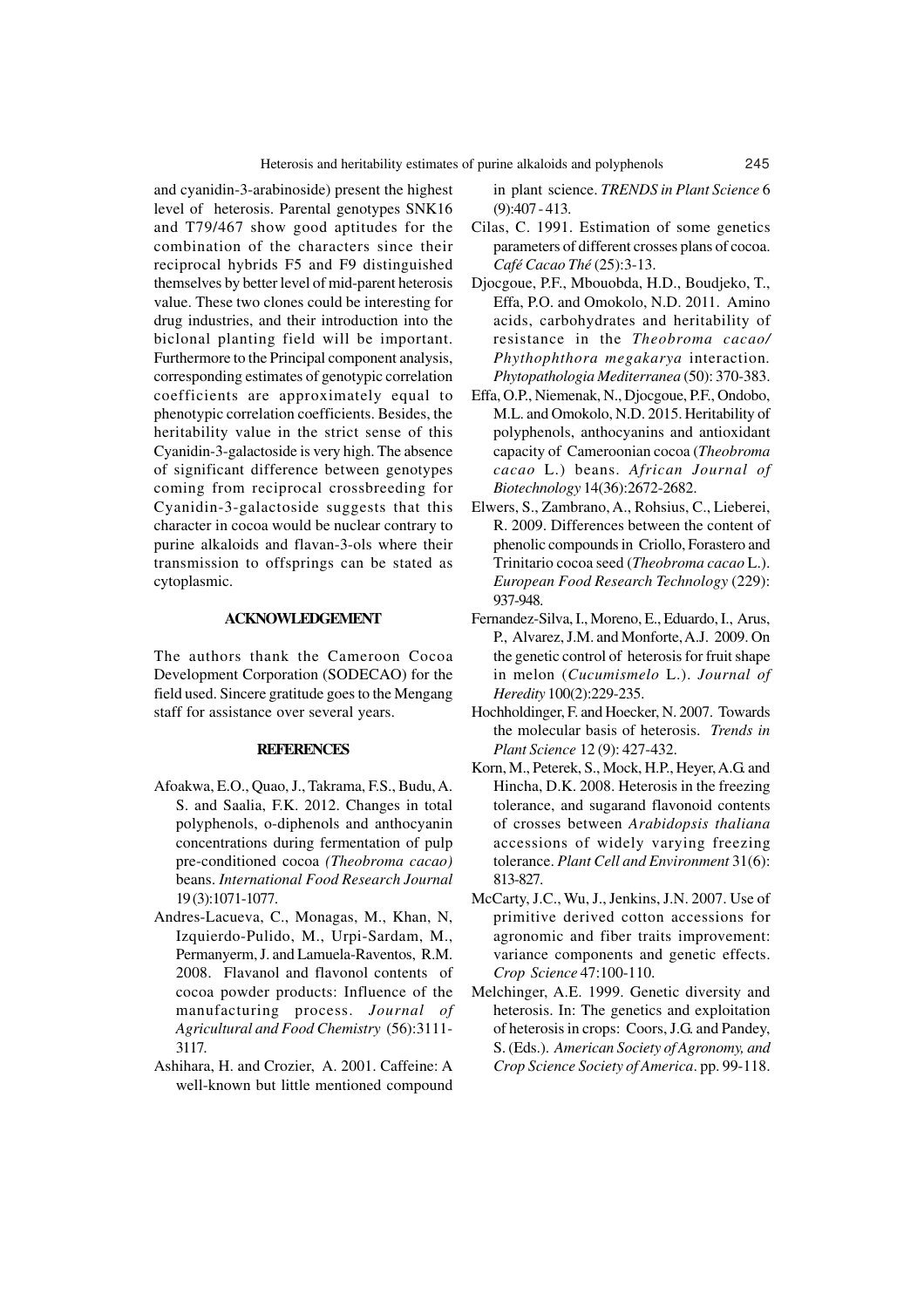and cyanidin-3-arabinoside) present the highest level of heterosis. Parental genotypes SNK16 and T79/467 show good aptitudes for the combination of the characters since their reciprocal hybrids F5 and F9 distinguished themselves by better level of mid-parent heterosis value. These two clones could be interesting for drug industries, and their introduction into the biclonal planting field will be important. Furthermore to the Principal component analysis, corresponding estimates of genotypic correlation coefficients are approximately equal to phenotypic correlation coefficients. Besides, the heritability value in the strict sense of this Cyanidin-3-galactoside is very high. The absence of significant difference between genotypes coming from reciprocal crossbreeding for Cyanidin-3-galactoside suggests that this character in cocoa would be nuclear contrary to purine alkaloids and flavan-3-ols where their transmission to offsprings can be stated as cytoplasmic.

## ACKNOWLEDGEMENT

The authors thank the Cameroon Cocoa Development Corporation (SODECAO) for the field used. Sincere gratitude goes to the Mengang staff for assistance over several years.

## REFERENCES

Afoakwa, E.O., Quao, J., Takrama, F.S., Budu, A. S. and Saalia, F.K. 2012. Changes in total polyphenols, o-diphenols and anthocyanin concentrations during fermentation of pulp pre-conditioned cocoa *(Theobroma cacao)* beans. *International Food Research Journal* 19 (3):1071-1077.

Andres-Lacueva, C., Monagas, M., Khan, N, Izquierdo-Pulido, M., Urpi-Sardam, M., Permanyerm, J. and Lamuela-Raventos, R.M. 2008. Flavanol and flavonol contents of cocoa powder products: Influence of the manufacturing process. *Journal of Agricultural and Food Chemistry* (56):3111-3117.

Ashihara, H. and Crozier, A. 2001. Caffeine: A well-known but little mentioned compound in plant science. *TRENDS in Plant Science* 6 (9):407 - 413.

Cilas, C. 1991. Estimation of some genetics parameters of different crosses plans of cocoa. *Café Cacao Thé* (25):3-13.

Djocgoue, P.F., Mbouobda, H.D., Boudjeko, T., Effa, P.O. and Omokolo, N.D. 2011. Amino acids, carbohydrates and heritability of resistance in the *Theobroma cacao/ Phythophthora megakarya* interaction. *Phytopathologia Mediterranea* (50): 370-383.

Effa, O.P., Niemenak, N., Djocgoue, P.F., Ondobo, M.L. and Omokolo, N.D. 2015. Heritability of polyphenols, anthocyanins and antioxidant capacity of Cameroonian cocoa (*Theobroma cacao* L.) beans. *African Journal of Biotechnology* 14(36):2672-2682.

Elwers, S., Zambrano, A., Rohsius, C., Lieberei, R. 2009. Differences between the content of phenolic compounds in Criollo, Forastero and Trinitario cocoa seed (*Theobroma cacao* L.). *European Food Research Technology* (229): 937-948.

Fernandez-Silva, I., Moreno, E., Eduardo, I., Arus, P., Alvarez, J.M. and Monforte, A.J. 2009. On the genetic control of heterosis for fruit shape in melon (*Cucumismelo* L.). *Journal of Heredity* 100(2):229-235.

Hochholdinger, F. and Hoecker, N. 2007. Towards the molecular basis of heterosis. *Trends in Plant Science* 12 (9): 427-432.

Korn, M., Peterek, S., Mock, H.P., Heyer, A.G. and Hincha, D.K. 2008. Heterosis in the freezing tolerance, and sugarand flavonoid contents of crosses between *Arabidopsis thaliana* accessions of widely varying freezing tolerance. *Plant Cell and Environment* 31(6): 813-827.

McCarty, J.C., Wu, J., Jenkins, J.N. 2007. Use of primitive derived cotton accessions for agronomic and fiber traits improvement: variance components and genetic effects. *Crop Science* 47:100-110.

Melchinger, A.E. 1999. Genetic diversity and heterosis. In: The genetics and exploitation of heterosis in crops: Coors, J.G. and Pandey, S. (Eds.). *American Society of Agronomy, and Crop Science Society of America*. pp. 99-118.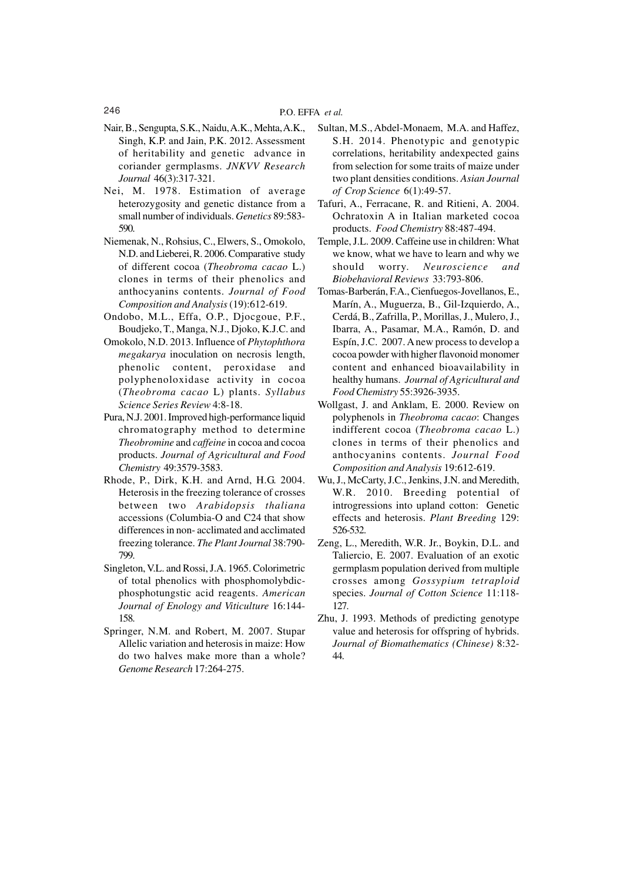Nair, B., Sengupta, S.K., Naidu, A.K., Mehta, A.K., Singh, K.P. and Jain, P.K. 2012. Assessment of heritability and genetic advance in coriander germplasms. *JNKVV Research Journal* 46(3):317-321.

Nei, M. 1978. Estimation of average heterozygosity and genetic distance from a small number of individuals. *Genetics* 89:583-590.

Niemenak, N., Rohsius, C., Elwers, S., Omokolo, N.D. and Lieberei, R. 2006. Comparative study of different cocoa (*Theobroma cacao* L.) clones in terms of their phenolics and anthocyanins contents. *Journal of Food Composition and Analysis* (19):612-619.

Ondobo, M.L., Effa, O.P., Djocgoue, P.F., Boudjeko, T., Manga, N.J., Djoko, K.J.C. and Omokolo, N.D. 2013. Influence of *Phytophthora megakarya* inoculation on necrosis length, phenolic content, peroxidase and polyphenoloxidase activity in cocoa (*Theobroma cacao* L) plants. *Syllabus Science Series Review* 4:8-18.

Pura, N.J. 2001. Improved high-performance liquid chromatography method to determine *Theobromine* and *caffeine* in cocoa and cocoa products. *Journal of Agricultural and Food Chemistry* 49:3579-3583.

Rhode, P., Dirk, K.H. and Arnd, H.G. 2004. Heterosis in the freezing tolerance of crosses between two *Arabidopsis thaliana* accessions (Columbia-O and C24 that show differences in non- acclimated and acclimated freezing tolerance. *The Plant Journal* 38:790-799.

Singleton, V.L. and Rossi, J.A. 1965. Colorimetric of total phenolics with phosphomolybdic-phosphotungstic acid reagents. *American Journal of Enology and Viticulture* 16:144-158.

Springer, N.M. and Robert, M. 2007. Stupar Allelic variation and heterosis in maize: How do two halves make more than a whole? *Genome Research* 17:264-275.

Sultan, M.S., Abdel-Monaem, M.A. and Haffez, S.H. 2014. Phenotypic and genotypic correlations, heritability andexpected gains from selection for some traits of maize under two plant densities conditions. *Asian Journal of Crop Science* 6(1):49-57.

Tafuri, A., Ferracane, R. and Ritieni, A. 2004. Ochratoxin A in Italian marketed cocoa products. *Food Chemistry* 88:487-494.

Temple, J.L. 2009. Caffeine use in children: What we know, what we have to learn and why we should worry. *Neuroscience and Biobehavioral Reviews* 33:793-806.

Tomas-Barberán, F.A., Cienfuegos-Jovellanos, E., Marín, A., Muguerza, B., Gil-Izquierdo, A., Cerdá, B., Zafrilla, P., Morillas, J., Mulero, J., Ibarra, A., Pasamar, M.A., Ramón, D. and Espín, J.C. 2007. A new process to develop a cocoa powder with higher flavonoid monomer content and enhanced bioavailability in healthy humans. *Journal of Agricultural and Food Chemistry* 55:3926-3935.

Wollgast, J. and Anklam, E. 2000. Review on polyphenols in *Theobroma cacao*: Changes indifferent cocoa (*Theobroma cacao* L.) clones in terms of their phenolics and anthocyanins contents. *Journal Food Composition and Analysis* 19:612-619.

Wu, J., McCarty, J.C., Jenkins, J.N. and Meredith, W.R. 2010. Breeding potential of introgressions into upland cotton: Genetic effects and heterosis. *Plant Breeding* 129: 526-532.

Zeng, L., Meredith, W.R. Jr., Boykin, D.L. and Taliercio, E. 2007. Evaluation of an exotic germplasm population derived from multiple crosses among *Gossypium tetraploid* species. *Journal of Cotton Science* 11:118-127.

Zhu, J. 1993. Methods of predicting genotype value and heterosis for offspring of hybrids. *Journal of Biomathematics (Chinese)* 8:32-44.